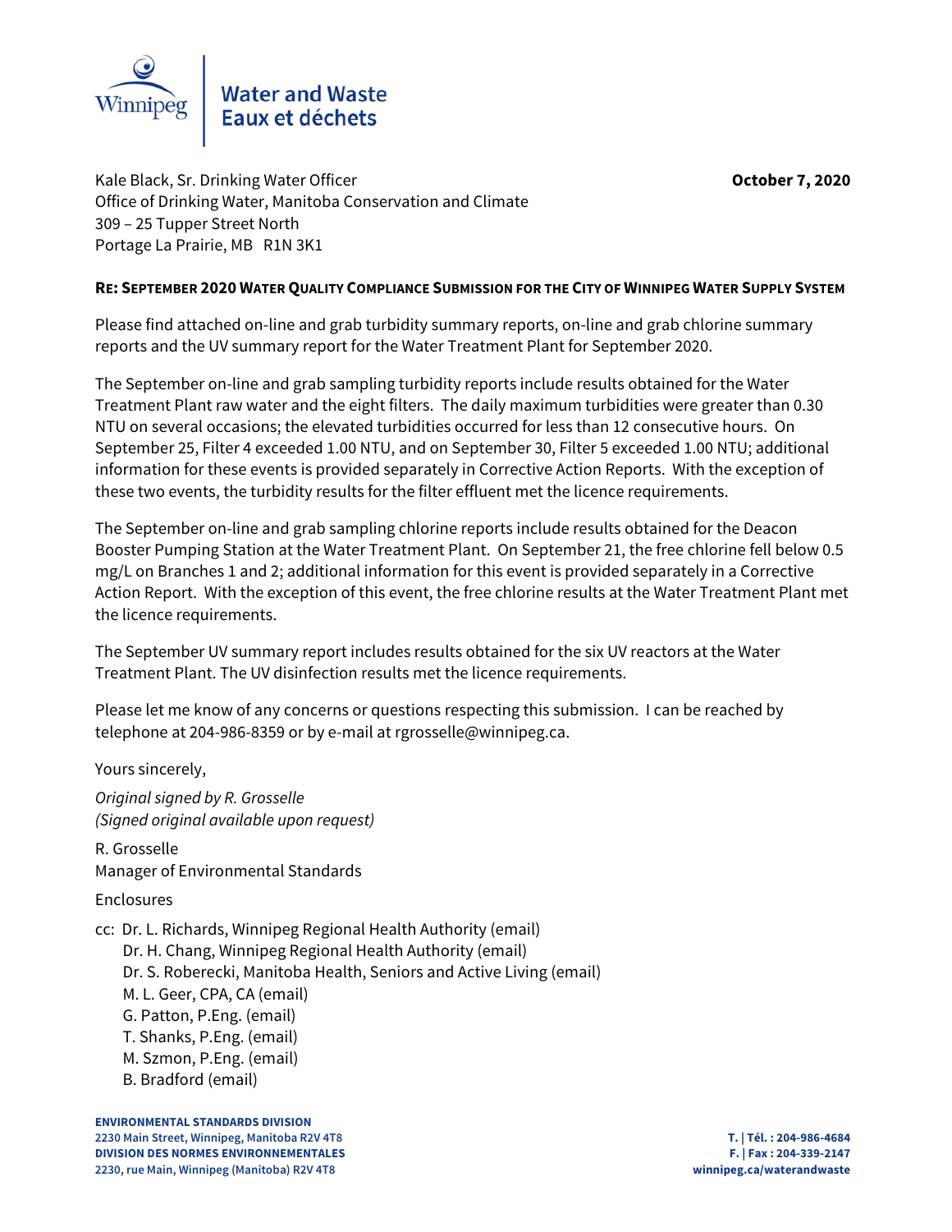Winnipeg

Water and Waste
Eaux et déchets

Kale Black, Sr. Drinking Water Officer
Office of Drinking Water, Manitoba Conservation and Climate
309 – 25 Tupper Street North
Portage La Prairie, MB R1N 3K1

**October 7, 2020**

**RE: SEPTEMBER 2020 WATER QUALITY COMPLIANCE SUBMISSION FOR THE CITY OF WINNIPEG WATER SUPPLY SYSTEM**

Please find attached on-line and grab turbidity summary reports, on-line and grab chlorine summary reports and the UV summary report for the Water Treatment Plant for September 2020.

The September on-line and grab sampling turbidity reports include results obtained for the Water Treatment Plant raw water and the eight filters. The daily maximum turbidities were greater than 0.30 NTU on several occasions; the elevated turbidities occurred for less than 12 consecutive hours. On September 25, Filter 4 exceeded 1.00 NTU, and on September 30, Filter 5 exceeded 1.00 NTU; additional information for these events is provided separately in Corrective Action Reports. With the exception of these two events, the turbidity results for the filter effluent met the licence requirements.

The September on-line and grab sampling chlorine reports include results obtained for the Deacon Booster Pumping Station at the Water Treatment Plant. On September 21, the free chlorine fell below 0.5 mg/L on Branches 1 and 2; additional information for this event is provided separately in a Corrective Action Report. With the exception of this event, the free chlorine results at the Water Treatment Plant met the licence requirements.

The September UV summary report includes results obtained for the six UV reactors at the Water Treatment Plant. The UV disinfection results met the licence requirements.

Please let me know of any concerns or questions respecting this submission. I can be reached by telephone at 204-986-8359 or by e-mail at rgrosselle@winnipeg.ca.

Yours sincerely,

*Original signed by R. Grosselle*
*(Signed original available upon request)*

R. Grosselle
Manager of Environmental Standards

Enclosures

cc: Dr. L. Richards, Winnipeg Regional Health Authority (email)
Dr. H. Chang, Winnipeg Regional Health Authority (email)
Dr. S. Roberecki, Manitoba Health, Seniors and Active Living (email)
M. L. Geer, CPA, CA (email)
G. Patton, P.Eng. (email)
T. Shanks, P.Eng. (email)
M. Szmon, P.Eng. (email)
B. Bradford (email)

**ENVIRONMENTAL STANDARDS DIVISION**
**2230 Main Street, Winnipeg, Manitoba R2V 4T8**
**DIVISION DES NORMES ENVIRONNEMENTALES**
**2230, rue Main, Winnipeg (Manitoba) R2V 4T8**

**T. | Tél. : 204-986-4684**
**F. | Fax : 204-339-2147**
**winnipeg.ca/waterandwaste**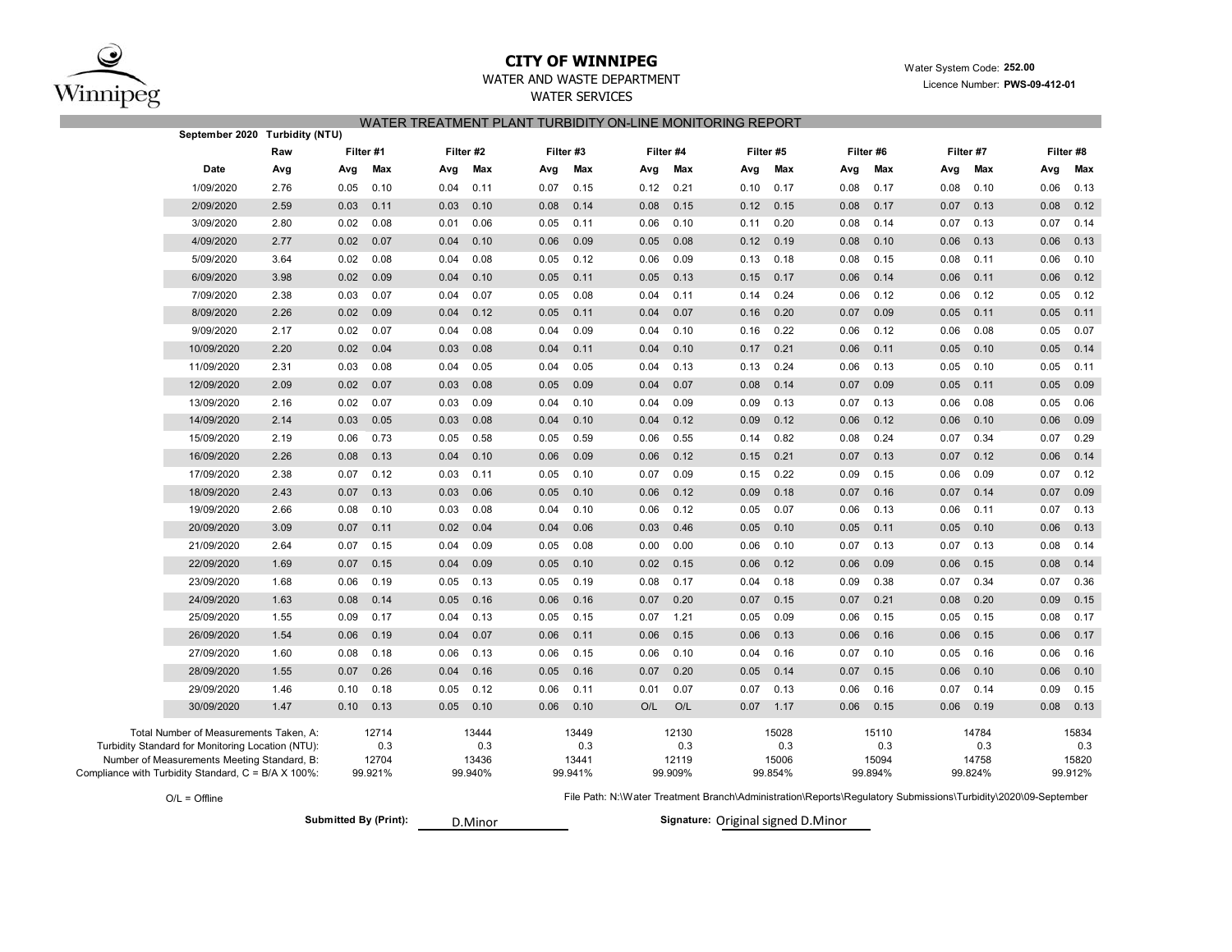# CITY OF WINNIPEG

WATER AND WASTE DEPARTMENT

WATER SERVICES

Water System Code: **252.00**

Licence Number: **PWS-09-412-01**

## WATER TREATMENT PLANT TURBIDITY ON-LINE MONITORING REPORT

**September 2020 Turbidity (NTU)**

| | Raw | Filter #1 | | Filter #2 | | Filter #3 | | Filter #4 | | Filter #5 | | Filter #6 | | Filter #7 | | Filter #8 | |
|---|---|---|---|---|---|---|---|---|---|---|---|---|---|---|---|---|---|
| **Date** | **Avg** | **Avg** | **Max** | **Avg** | **Max** | **Avg** | **Max** | **Avg** | **Max** | **Avg** | **Max** | **Avg** | **Max** | **Avg** | **Max** | **Avg** | **Max** |
| 1/09/2020 | 2.76 | 0.05 | 0.10 | 0.04 | 0.11 | 0.07 | 0.15 | 0.12 | 0.21 | 0.10 | 0.17 | 0.08 | 0.17 | 0.08 | 0.10 | 0.06 | 0.13 |
| 2/09/2020 | 2.59 | 0.03 | 0.11 | 0.03 | 0.10 | 0.08 | 0.14 | 0.08 | 0.15 | 0.12 | 0.15 | 0.08 | 0.17 | 0.07 | 0.13 | 0.08 | 0.12 |
| 3/09/2020 | 2.80 | 0.02 | 0.08 | 0.01 | 0.06 | 0.05 | 0.11 | 0.06 | 0.10 | 0.11 | 0.20 | 0.08 | 0.14 | 0.07 | 0.13 | 0.07 | 0.14 |
| 4/09/2020 | 2.77 | 0.02 | 0.07 | 0.04 | 0.10 | 0.06 | 0.09 | 0.05 | 0.08 | 0.12 | 0.19 | 0.08 | 0.10 | 0.06 | 0.13 | 0.06 | 0.13 |
| 5/09/2020 | 3.64 | 0.02 | 0.08 | 0.04 | 0.08 | 0.05 | 0.12 | 0.06 | 0.09 | 0.13 | 0.18 | 0.08 | 0.15 | 0.08 | 0.11 | 0.06 | 0.10 |
| 6/09/2020 | 3.98 | 0.02 | 0.09 | 0.04 | 0.10 | 0.05 | 0.11 | 0.05 | 0.13 | 0.15 | 0.17 | 0.06 | 0.14 | 0.06 | 0.11 | 0.06 | 0.12 |
| 7/09/2020 | 2.38 | 0.03 | 0.07 | 0.04 | 0.07 | 0.05 | 0.08 | 0.04 | 0.11 | 0.14 | 0.24 | 0.06 | 0.12 | 0.06 | 0.12 | 0.05 | 0.12 |
| 8/09/2020 | 2.26 | 0.02 | 0.09 | 0.04 | 0.12 | 0.05 | 0.11 | 0.04 | 0.07 | 0.16 | 0.20 | 0.07 | 0.09 | 0.05 | 0.11 | 0.05 | 0.11 |
| 9/09/2020 | 2.17 | 0.02 | 0.07 | 0.04 | 0.08 | 0.04 | 0.09 | 0.04 | 0.10 | 0.16 | 0.22 | 0.06 | 0.12 | 0.06 | 0.08 | 0.05 | 0.07 |
| 10/09/2020 | 2.20 | 0.02 | 0.04 | 0.03 | 0.08 | 0.04 | 0.11 | 0.04 | 0.10 | 0.17 | 0.21 | 0.06 | 0.11 | 0.05 | 0.10 | 0.05 | 0.14 |
| 11/09/2020 | 2.31 | 0.03 | 0.08 | 0.04 | 0.05 | 0.04 | 0.05 | 0.04 | 0.13 | 0.13 | 0.24 | 0.06 | 0.13 | 0.05 | 0.10 | 0.05 | 0.11 |
| 12/09/2020 | 2.09 | 0.02 | 0.07 | 0.03 | 0.08 | 0.05 | 0.09 | 0.04 | 0.07 | 0.08 | 0.14 | 0.07 | 0.09 | 0.05 | 0.11 | 0.05 | 0.09 |
| 13/09/2020 | 2.16 | 0.02 | 0.07 | 0.03 | 0.09 | 0.04 | 0.10 | 0.04 | 0.09 | 0.09 | 0.13 | 0.07 | 0.13 | 0.06 | 0.08 | 0.05 | 0.06 |
| 14/09/2020 | 2.14 | 0.03 | 0.05 | 0.03 | 0.08 | 0.04 | 0.10 | 0.04 | 0.12 | 0.09 | 0.12 | 0.06 | 0.12 | 0.06 | 0.10 | 0.06 | 0.09 |
| 15/09/2020 | 2.19 | 0.06 | 0.73 | 0.05 | 0.58 | 0.05 | 0.59 | 0.06 | 0.55 | 0.14 | 0.82 | 0.08 | 0.24 | 0.07 | 0.34 | 0.07 | 0.29 |
| 16/09/2020 | 2.26 | 0.08 | 0.13 | 0.04 | 0.10 | 0.06 | 0.09 | 0.06 | 0.12 | 0.15 | 0.21 | 0.07 | 0.13 | 0.07 | 0.12 | 0.06 | 0.14 |
| 17/09/2020 | 2.38 | 0.07 | 0.12 | 0.03 | 0.11 | 0.05 | 0.10 | 0.07 | 0.09 | 0.15 | 0.22 | 0.09 | 0.15 | 0.06 | 0.09 | 0.07 | 0.12 |
| 18/09/2020 | 2.43 | 0.07 | 0.13 | 0.03 | 0.06 | 0.05 | 0.10 | 0.06 | 0.12 | 0.09 | 0.18 | 0.07 | 0.16 | 0.07 | 0.14 | 0.07 | 0.09 |
| 19/09/2020 | 2.66 | 0.08 | 0.10 | 0.03 | 0.08 | 0.04 | 0.10 | 0.06 | 0.12 | 0.05 | 0.07 | 0.06 | 0.13 | 0.06 | 0.11 | 0.07 | 0.13 |
| 20/09/2020 | 3.09 | 0.07 | 0.11 | 0.02 | 0.04 | 0.04 | 0.06 | 0.03 | 0.46 | 0.05 | 0.10 | 0.05 | 0.11 | 0.05 | 0.10 | 0.06 | 0.13 |
| 21/09/2020 | 2.64 | 0.07 | 0.15 | 0.04 | 0.09 | 0.05 | 0.08 | 0.00 | 0.00 | 0.06 | 0.10 | 0.07 | 0.13 | 0.07 | 0.13 | 0.08 | 0.14 |
| 22/09/2020 | 1.69 | 0.07 | 0.15 | 0.04 | 0.09 | 0.05 | 0.10 | 0.02 | 0.15 | 0.06 | 0.12 | 0.06 | 0.09 | 0.06 | 0.15 | 0.08 | 0.14 |
| 23/09/2020 | 1.68 | 0.06 | 0.19 | 0.05 | 0.13 | 0.05 | 0.19 | 0.08 | 0.17 | 0.04 | 0.18 | 0.09 | 0.38 | 0.07 | 0.34 | 0.07 | 0.36 |
| 24/09/2020 | 1.63 | 0.08 | 0.14 | 0.05 | 0.16 | 0.06 | 0.16 | 0.07 | 0.20 | 0.07 | 0.15 | 0.07 | 0.21 | 0.08 | 0.20 | 0.09 | 0.15 |
| 25/09/2020 | 1.55 | 0.09 | 0.17 | 0.04 | 0.13 | 0.05 | 0.15 | 0.07 | 1.21 | 0.05 | 0.09 | 0.06 | 0.15 | 0.05 | 0.15 | 0.08 | 0.17 |
| 26/09/2020 | 1.54 | 0.06 | 0.19 | 0.04 | 0.07 | 0.06 | 0.11 | 0.06 | 0.15 | 0.06 | 0.13 | 0.06 | 0.16 | 0.06 | 0.15 | 0.06 | 0.17 |
| 27/09/2020 | 1.60 | 0.08 | 0.18 | 0.06 | 0.13 | 0.06 | 0.15 | 0.06 | 0.10 | 0.04 | 0.16 | 0.07 | 0.10 | 0.05 | 0.16 | 0.06 | 0.16 |
| 28/09/2020 | 1.55 | 0.07 | 0.26 | 0.04 | 0.16 | 0.05 | 0.16 | 0.07 | 0.20 | 0.05 | 0.14 | 0.07 | 0.15 | 0.06 | 0.10 | 0.06 | 0.10 |
| 29/09/2020 | 1.46 | 0.10 | 0.18 | 0.05 | 0.12 | 0.06 | 0.11 | 0.01 | 0.07 | 0.07 | 0.13 | 0.06 | 0.16 | 0.07 | 0.14 | 0.09 | 0.15 |
| 30/09/2020 | 1.47 | 0.10 | 0.13 | 0.05 | 0.10 | 0.06 | 0.10 | O/L | O/L | 0.07 | 1.17 | 0.06 | 0.15 | 0.06 | 0.19 | 0.08 | 0.13 |

| | Filter #1 | Filter #2 | Filter #3 | Filter #4 | Filter #5 | Filter #6 | Filter #7 | Filter #8 |
|---|---|---|---|---|---|---|---|---|
| Total Number of Measurements Taken, A: | 12714 | 13444 | 13449 | 12130 | 15028 | 15110 | 14784 | 15834 |
| Turbidity Standard for Monitoring Location (NTU): | 0.3 | 0.3 | 0.3 | 0.3 | 0.3 | 0.3 | 0.3 | 0.3 |
| Number of Measurements Meeting Standard, B: | 12704 | 13436 | 13441 | 12119 | 15006 | 15094 | 14758 | 15820 |
| Compliance with Turbidity Standard, C = B/A X 100%: | 99.921% | 99.940% | 99.941% | 99.909% | 99.854% | 99.894% | 99.824% | 99.912% |

O/L = Offline

File Path: N:\Water Treatment Branch\Administration\Reports\Regulatory Submissions\Turbidity\2020\09-September

**Submitted By (Print):** D.Minor

**Signature:** Original signed D.Minor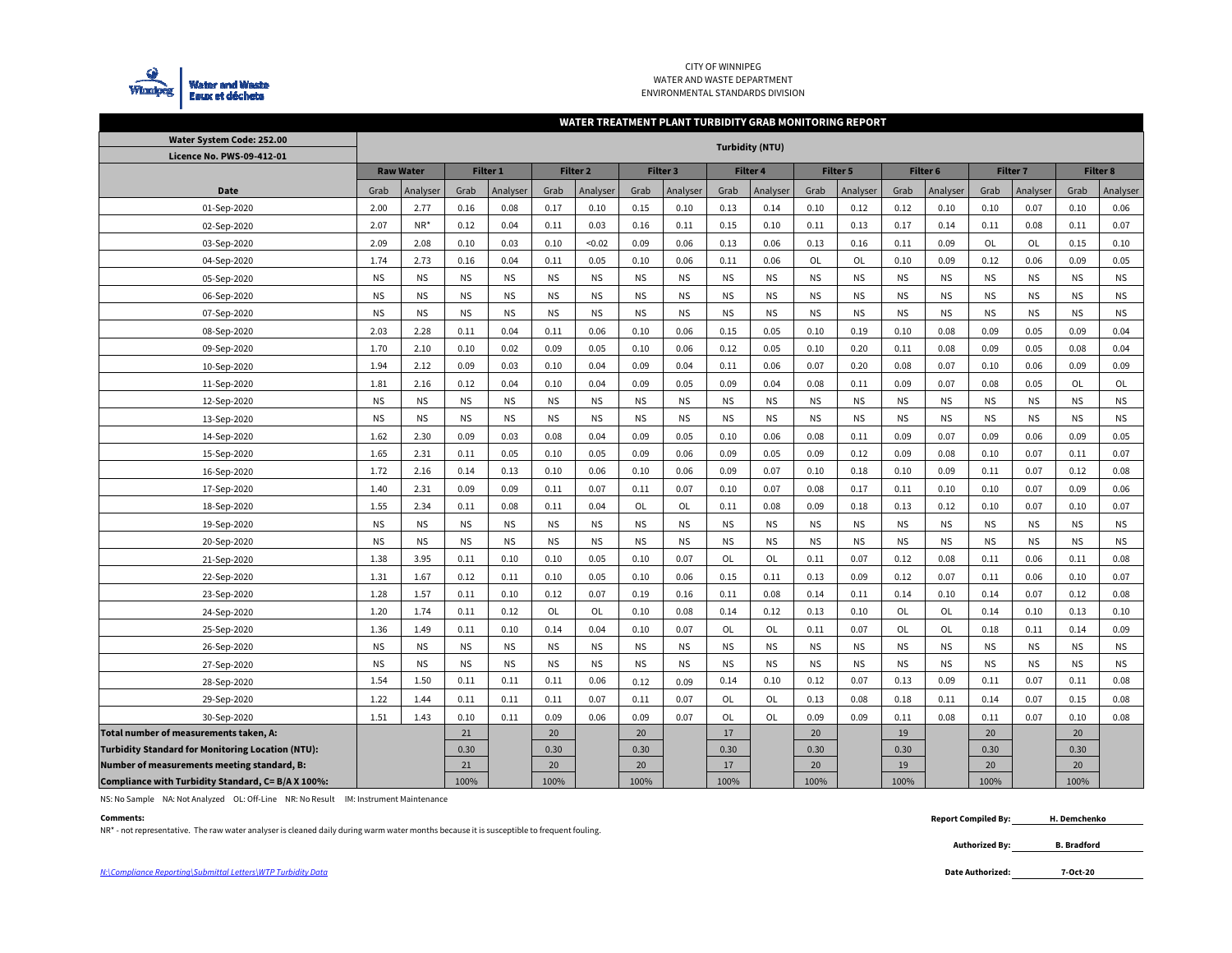CITY OF WINNIPEG
WATER AND WASTE DEPARTMENT
ENVIRONMENTAL STANDARDS DIVISION

## WATER TREATMENT PLANT TURBIDITY GRAB MONITORING REPORT

| Water System Code: 252.00<br>Licence No. PWS-09-412-01 | Turbidity (NTU) | | | | | | | | | | | | | | | | | |
|---|---|---|---|---|---|---|---|---|---|---|---|---|---|---|---|---|---|---|
| | Raw Water | | Filter 1 | | Filter 2 | | Filter 3 | | Filter 4 | | Filter 5 | | Filter 6 | | Filter 7 | | Filter 8 | |
| Date | Grab | Analyser | Grab | Analyser | Grab | Analyser | Grab | Analyser | Grab | Analyser | Grab | Analyser | Grab | Analyser | Grab | Analyser | Grab | Analyser |
| 01-Sep-2020 | 2.00 | 2.77 | 0.16 | 0.08 | 0.17 | 0.10 | 0.15 | 0.10 | 0.13 | 0.14 | 0.10 | 0.12 | 0.12 | 0.10 | 0.10 | 0.07 | 0.10 | 0.06 |
| 02-Sep-2020 | 2.07 | NR* | 0.12 | 0.04 | 0.11 | 0.03 | 0.16 | 0.11 | 0.15 | 0.10 | 0.11 | 0.13 | 0.17 | 0.14 | 0.11 | 0.08 | 0.11 | 0.07 |
| 03-Sep-2020 | 2.09 | 2.08 | 0.10 | 0.03 | 0.10 | <0.02 | 0.09 | 0.06 | 0.13 | 0.06 | 0.13 | 0.16 | 0.11 | 0.09 | OL | OL | 0.15 | 0.10 |
| 04-Sep-2020 | 1.74 | 2.73 | 0.16 | 0.04 | 0.11 | 0.05 | 0.10 | 0.06 | 0.11 | 0.06 | OL | OL | 0.10 | 0.09 | 0.12 | 0.06 | 0.09 | 0.05 |
| 05-Sep-2020 | NS | NS | NS | NS | NS | NS | NS | NS | NS | NS | NS | NS | NS | NS | NS | NS | NS | NS |
| 06-Sep-2020 | NS | NS | NS | NS | NS | NS | NS | NS | NS | NS | NS | NS | NS | NS | NS | NS | NS | NS |
| 07-Sep-2020 | NS | NS | NS | NS | NS | NS | NS | NS | NS | NS | NS | NS | NS | NS | NS | NS | NS | NS |
| 08-Sep-2020 | 2.03 | 2.28 | 0.11 | 0.04 | 0.11 | 0.06 | 0.10 | 0.06 | 0.15 | 0.05 | 0.10 | 0.19 | 0.10 | 0.08 | 0.09 | 0.05 | 0.09 | 0.04 |
| 09-Sep-2020 | 1.70 | 2.10 | 0.10 | 0.02 | 0.09 | 0.05 | 0.10 | 0.06 | 0.12 | 0.05 | 0.10 | 0.20 | 0.11 | 0.08 | 0.09 | 0.05 | 0.08 | 0.04 |
| 10-Sep-2020 | 1.94 | 2.12 | 0.09 | 0.03 | 0.10 | 0.04 | 0.09 | 0.04 | 0.11 | 0.06 | 0.07 | 0.20 | 0.08 | 0.07 | 0.10 | 0.06 | 0.09 | 0.09 |
| 11-Sep-2020 | 1.81 | 2.16 | 0.12 | 0.04 | 0.10 | 0.04 | 0.09 | 0.05 | 0.09 | 0.04 | 0.08 | 0.11 | 0.09 | 0.07 | 0.08 | 0.05 | OL | OL |
| 12-Sep-2020 | NS | NS | NS | NS | NS | NS | NS | NS | NS | NS | NS | NS | NS | NS | NS | NS | NS | NS |
| 13-Sep-2020 | NS | NS | NS | NS | NS | NS | NS | NS | NS | NS | NS | NS | NS | NS | NS | NS | NS | NS |
| 14-Sep-2020 | 1.62 | 2.30 | 0.09 | 0.03 | 0.08 | 0.04 | 0.09 | 0.05 | 0.10 | 0.06 | 0.08 | 0.11 | 0.09 | 0.07 | 0.09 | 0.06 | 0.09 | 0.05 |
| 15-Sep-2020 | 1.65 | 2.31 | 0.11 | 0.05 | 0.10 | 0.05 | 0.09 | 0.06 | 0.09 | 0.05 | 0.09 | 0.12 | 0.09 | 0.08 | 0.10 | 0.07 | 0.11 | 0.07 |
| 16-Sep-2020 | 1.72 | 2.16 | 0.14 | 0.13 | 0.10 | 0.06 | 0.10 | 0.06 | 0.09 | 0.07 | 0.10 | 0.18 | 0.10 | 0.09 | 0.11 | 0.07 | 0.12 | 0.08 |
| 17-Sep-2020 | 1.40 | 2.31 | 0.09 | 0.09 | 0.11 | 0.07 | 0.11 | 0.07 | 0.10 | 0.07 | 0.08 | 0.17 | 0.11 | 0.10 | 0.10 | 0.07 | 0.09 | 0.06 |
| 18-Sep-2020 | 1.55 | 2.34 | 0.11 | 0.08 | 0.11 | 0.04 | OL | OL | 0.11 | 0.08 | 0.09 | 0.18 | 0.13 | 0.12 | 0.10 | 0.07 | 0.10 | 0.07 |
| 19-Sep-2020 | NS | NS | NS | NS | NS | NS | NS | NS | NS | NS | NS | NS | NS | NS | NS | NS | NS | NS |
| 20-Sep-2020 | NS | NS | NS | NS | NS | NS | NS | NS | NS | NS | NS | NS | NS | NS | NS | NS | NS | NS |
| 21-Sep-2020 | 1.38 | 3.95 | 0.11 | 0.10 | 0.10 | 0.05 | 0.10 | 0.07 | OL | OL | 0.11 | 0.07 | 0.12 | 0.08 | 0.11 | 0.06 | 0.11 | 0.08 |
| 22-Sep-2020 | 1.31 | 1.67 | 0.12 | 0.11 | 0.10 | 0.05 | 0.10 | 0.06 | 0.15 | 0.11 | 0.13 | 0.09 | 0.12 | 0.07 | 0.11 | 0.06 | 0.10 | 0.07 |
| 23-Sep-2020 | 1.28 | 1.57 | 0.11 | 0.10 | 0.12 | 0.07 | 0.19 | 0.16 | 0.11 | 0.08 | 0.14 | 0.11 | 0.14 | 0.10 | 0.14 | 0.07 | 0.12 | 0.08 |
| 24-Sep-2020 | 1.20 | 1.74 | 0.11 | 0.12 | OL | OL | 0.10 | 0.08 | 0.14 | 0.12 | 0.13 | 0.10 | OL | OL | 0.14 | 0.10 | 0.13 | 0.10 |
| 25-Sep-2020 | 1.36 | 1.49 | 0.11 | 0.10 | 0.14 | 0.04 | 0.10 | 0.07 | OL | OL | 0.11 | 0.07 | OL | OL | 0.18 | 0.11 | 0.14 | 0.09 |
| 26-Sep-2020 | NS | NS | NS | NS | NS | NS | NS | NS | NS | NS | NS | NS | NS | NS | NS | NS | NS | NS |
| 27-Sep-2020 | NS | NS | NS | NS | NS | NS | NS | NS | NS | NS | NS | NS | NS | NS | NS | NS | NS | NS |
| 28-Sep-2020 | 1.54 | 1.50 | 0.11 | 0.11 | 0.11 | 0.06 | 0.12 | 0.09 | 0.14 | 0.10 | 0.12 | 0.07 | 0.13 | 0.09 | 0.11 | 0.07 | 0.11 | 0.08 |
| 29-Sep-2020 | 1.22 | 1.44 | 0.11 | 0.11 | 0.11 | 0.07 | 0.11 | 0.07 | OL | OL | 0.13 | 0.08 | 0.18 | 0.11 | 0.14 | 0.07 | 0.15 | 0.08 |
| 30-Sep-2020 | 1.51 | 1.43 | 0.10 | 0.11 | 0.09 | 0.06 | 0.09 | 0.07 | OL | OL | 0.09 | 0.09 | 0.11 | 0.08 | 0.11 | 0.07 | 0.10 | 0.08 |
| Total number of measurements taken, A: | | | 21 | | 20 | | 20 | | 17 | | 20 | | 19 | | 20 | | 20 | |
| Turbidity Standard for Monitoring Location (NTU): | | | 0.30 | | 0.30 | | 0.30 | | 0.30 | | 0.30 | | 0.30 | | 0.30 | | 0.30 | |
| Number of measurements meeting standard, B: | | | 21 | | 20 | | 20 | | 17 | | 20 | | 19 | | 20 | | 20 | |
| Compliance with Turbidity Standard, C= B/A X 100%: | | | 100% | | 100% | | 100% | | 100% | | 100% | | 100% | | 100% | | 100% | |

NS: No Sample NA: Not Analyzed OL: Off-Line NR: No Result IM: Instrument Maintenance

**Comments:**

NR* - not representative. The raw water analyser is cleaned daily during warm water months because it is susceptible to frequent fouling.

**Report Compiled By:** H. Demchenko

**Authorized By:** B. Bradford

**Date Authorized:** 7-Oct-20

*N:\Compliance Reporting\Submittal Letters\WTP Turbidity Data*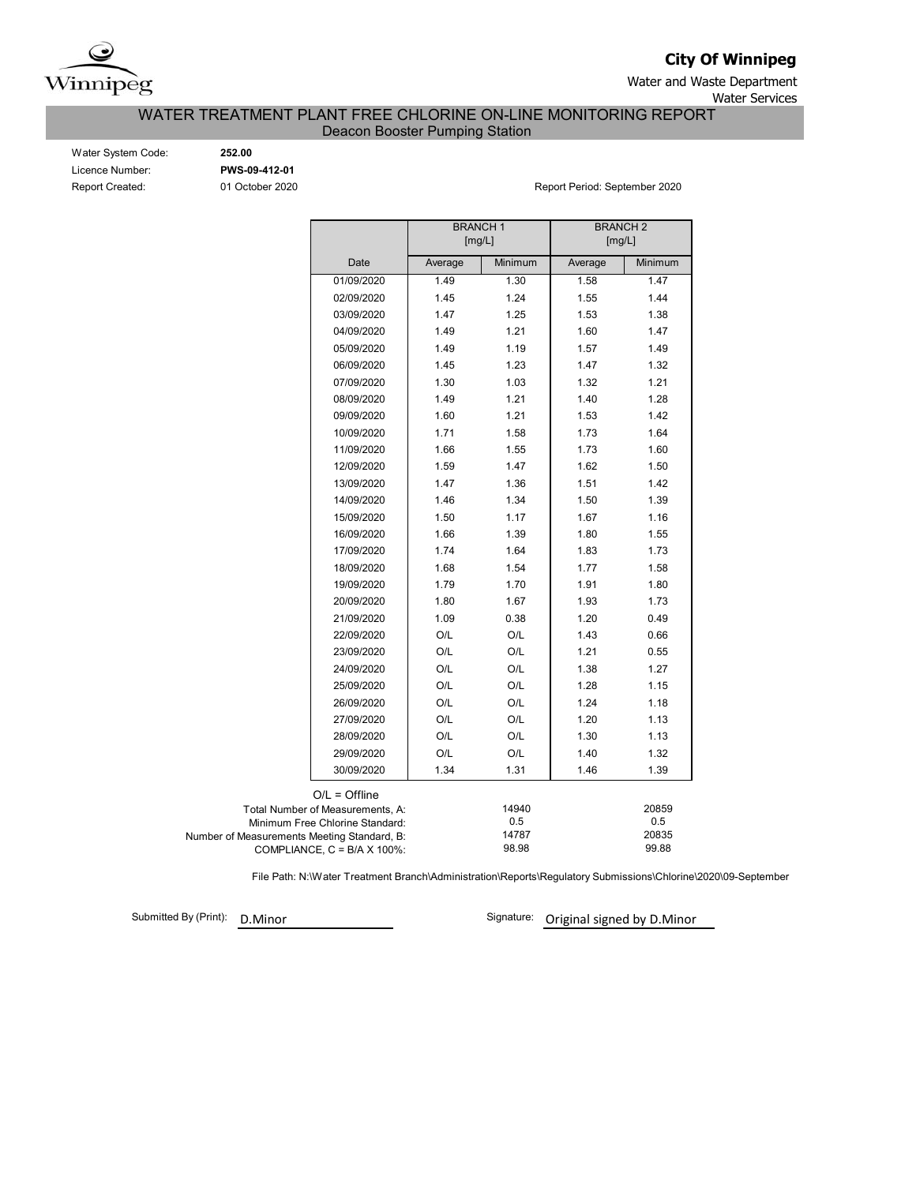**City Of Winnipeg**

Water and Waste Department

Water Services

## WATER TREATMENT PLANT FREE CHLORINE ON-LINE MONITORING REPORT

### Deacon Booster Pumping Station

Water System Code: **252.00**

Licence Number: **PWS-09-412-01**

Report Created: 01 October 2020

Report Period: September 2020

| | BRANCH 1 [mg/L] | | BRANCH 2 [mg/L] | |
|---|---|---|---|---|
| Date | Average | Minimum | Average | Minimum |
| 01/09/2020 | 1.49 | 1.30 | 1.58 | 1.47 |
| 02/09/2020 | 1.45 | 1.24 | 1.55 | 1.44 |
| 03/09/2020 | 1.47 | 1.25 | 1.53 | 1.38 |
| 04/09/2020 | 1.49 | 1.21 | 1.60 | 1.47 |
| 05/09/2020 | 1.49 | 1.19 | 1.57 | 1.49 |
| 06/09/2020 | 1.45 | 1.23 | 1.47 | 1.32 |
| 07/09/2020 | 1.30 | 1.03 | 1.32 | 1.21 |
| 08/09/2020 | 1.49 | 1.21 | 1.40 | 1.28 |
| 09/09/2020 | 1.60 | 1.21 | 1.53 | 1.42 |
| 10/09/2020 | 1.71 | 1.58 | 1.73 | 1.64 |
| 11/09/2020 | 1.66 | 1.55 | 1.73 | 1.60 |
| 12/09/2020 | 1.59 | 1.47 | 1.62 | 1.50 |
| 13/09/2020 | 1.47 | 1.36 | 1.51 | 1.42 |
| 14/09/2020 | 1.46 | 1.34 | 1.50 | 1.39 |
| 15/09/2020 | 1.50 | 1.17 | 1.67 | 1.16 |
| 16/09/2020 | 1.66 | 1.39 | 1.80 | 1.55 |
| 17/09/2020 | 1.74 | 1.64 | 1.83 | 1.73 |
| 18/09/2020 | 1.68 | 1.54 | 1.77 | 1.58 |
| 19/09/2020 | 1.79 | 1.70 | 1.91 | 1.80 |
| 20/09/2020 | 1.80 | 1.67 | 1.93 | 1.73 |
| 21/09/2020 | 1.09 | 0.38 | 1.20 | 0.49 |
| 22/09/2020 | O/L | O/L | 1.43 | 0.66 |
| 23/09/2020 | O/L | O/L | 1.21 | 0.55 |
| 24/09/2020 | O/L | O/L | 1.38 | 1.27 |
| 25/09/2020 | O/L | O/L | 1.28 | 1.15 |
| 26/09/2020 | O/L | O/L | 1.24 | 1.18 |
| 27/09/2020 | O/L | O/L | 1.20 | 1.13 |
| 28/09/2020 | O/L | O/L | 1.30 | 1.13 |
| 29/09/2020 | O/L | O/L | 1.40 | 1.32 |
| 30/09/2020 | 1.34 | 1.31 | 1.46 | 1.39 |

O/L = Offline

| | BRANCH 1 | BRANCH 2 |
|---|---|---|
| Total Number of Measurements, A: | 14940 | 20859 |
| Minimum Free Chlorine Standard: | 0.5 | 0.5 |
| Number of Measurements Meeting Standard, B: | 14787 | 20835 |
| COMPLIANCE, C = B/A X 100%: | 98.98 | 99.88 |

File Path: N:\Water Treatment Branch\Administration\Reports\Regulatory Submissions\Chlorine\2020\09-September

Submitted By (Print): D.Minor

Signature: Original signed by D.Minor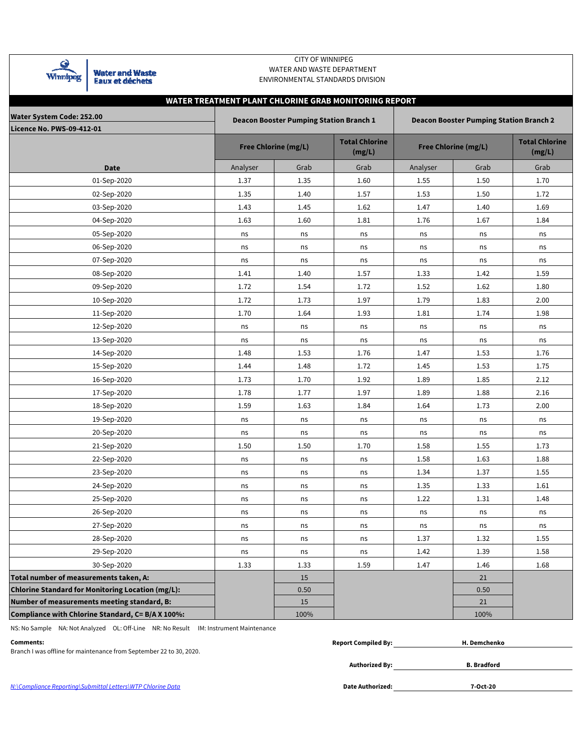CITY OF WINNIPEG
WATER AND WASTE DEPARTMENT
ENVIRONMENTAL STANDARDS DIVISION

## WATER TREATMENT PLANT CHLORINE GRAB MONITORING REPORT

| Water System Code: 252.00<br>Licence No. PWS-09-412-01 | Deacon Booster Pumping Station Branch 1 | | | Deacon Booster Pumping Station Branch 2 | | |
|---|---|---|---|---|---|---|
| | Free Chlorine (mg/L) | | Total Chlorine (mg/L) | Free Chlorine (mg/L) | | Total Chlorine (mg/L) |
| **Date** | Analyser | Grab | Grab | Analyser | Grab | Grab |
| 01-Sep-2020 | 1.37 | 1.35 | 1.60 | 1.55 | 1.50 | 1.70 |
| 02-Sep-2020 | 1.35 | 1.40 | 1.57 | 1.53 | 1.50 | 1.72 |
| 03-Sep-2020 | 1.43 | 1.45 | 1.62 | 1.47 | 1.40 | 1.69 |
| 04-Sep-2020 | 1.63 | 1.60 | 1.81 | 1.76 | 1.67 | 1.84 |
| 05-Sep-2020 | ns | ns | ns | ns | ns | ns |
| 06-Sep-2020 | ns | ns | ns | ns | ns | ns |
| 07-Sep-2020 | ns | ns | ns | ns | ns | ns |
| 08-Sep-2020 | 1.41 | 1.40 | 1.57 | 1.33 | 1.42 | 1.59 |
| 09-Sep-2020 | 1.72 | 1.54 | 1.72 | 1.52 | 1.62 | 1.80 |
| 10-Sep-2020 | 1.72 | 1.73 | 1.97 | 1.79 | 1.83 | 2.00 |
| 11-Sep-2020 | 1.70 | 1.64 | 1.93 | 1.81 | 1.74 | 1.98 |
| 12-Sep-2020 | ns | ns | ns | ns | ns | ns |
| 13-Sep-2020 | ns | ns | ns | ns | ns | ns |
| 14-Sep-2020 | 1.48 | 1.53 | 1.76 | 1.47 | 1.53 | 1.76 |
| 15-Sep-2020 | 1.44 | 1.48 | 1.72 | 1.45 | 1.53 | 1.75 |
| 16-Sep-2020 | 1.73 | 1.70 | 1.92 | 1.89 | 1.85 | 2.12 |
| 17-Sep-2020 | 1.78 | 1.77 | 1.97 | 1.89 | 1.88 | 2.16 |
| 18-Sep-2020 | 1.59 | 1.63 | 1.84 | 1.64 | 1.73 | 2.00 |
| 19-Sep-2020 | ns | ns | ns | ns | ns | ns |
| 20-Sep-2020 | ns | ns | ns | ns | ns | ns |
| 21-Sep-2020 | 1.50 | 1.50 | 1.70 | 1.58 | 1.55 | 1.73 |
| 22-Sep-2020 | ns | ns | ns | 1.58 | 1.63 | 1.88 |
| 23-Sep-2020 | ns | ns | ns | 1.34 | 1.37 | 1.55 |
| 24-Sep-2020 | ns | ns | ns | 1.35 | 1.33 | 1.61 |
| 25-Sep-2020 | ns | ns | ns | 1.22 | 1.31 | 1.48 |
| 26-Sep-2020 | ns | ns | ns | ns | ns | ns |
| 27-Sep-2020 | ns | ns | ns | ns | ns | ns |
| 28-Sep-2020 | ns | ns | ns | 1.37 | 1.32 | 1.55 |
| 29-Sep-2020 | ns | ns | ns | 1.42 | 1.39 | 1.58 |
| 30-Sep-2020 | 1.33 | 1.33 | 1.59 | 1.47 | 1.46 | 1.68 |
| **Total number of measurements taken, A:** | | 15 | | | 21 | |
| **Chlorine Standard for Monitoring Location (mg/L):** | | 0.50 | | | 0.50 | |
| **Number of measurements meeting standard, B:** | | 15 | | | 21 | |
| **Compliance with Chlorine Standard, C= B/A X 100%:** | | 100% | | | 100% | |

NS: No Sample NA: Not Analyzed OL: Off-Line NR: No Result IM: Instrument Maintenance

**Comments:**
Branch I was offline for maintenance from September 22 to 30, 2020.

**Report Compiled By:** H. Demchenko

**Authorized By:** B. Bradford

**Date Authorized:** 7-Oct-20

*N:\Compliance Reporting\Submittal Letters\WTP Chlorine Data*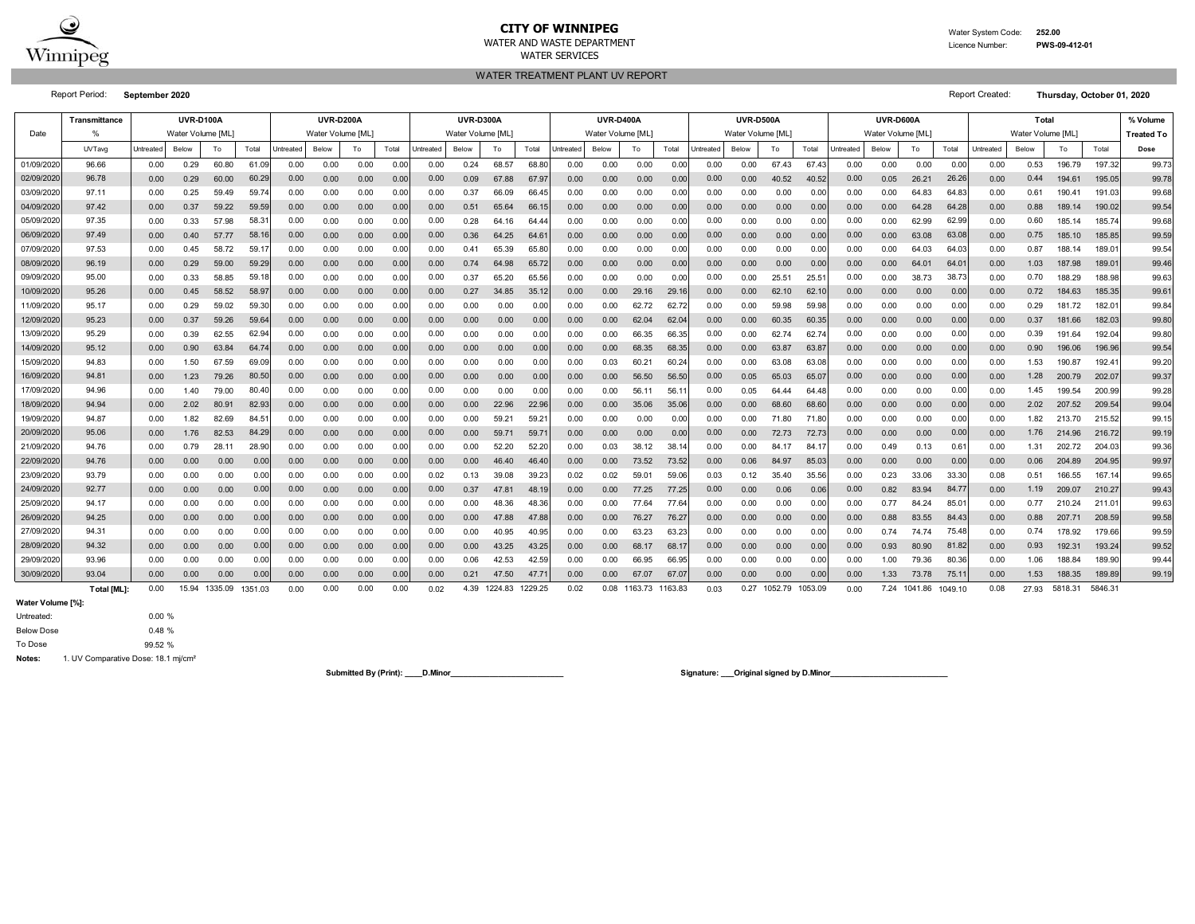**CITY OF WINNIPEG**
WATER AND WASTE DEPARTMENT
WATER SERVICES

Water System Code: **252.00**
Licence Number: **PWS-09-412-01**

WATER TREATMENT PLANT UV REPORT

Report Period: **September 2020**

Report Created: **Thursday, October 01, 2020**

| Date | Transmittance % | UVR-D100A Water Volume [ML] | | | | UVR-D200A Water Volume [ML] | | | | UVR-D300A Water Volume [ML] | | | | UVR-D400A Water Volume [ML] | | | | UVR-D500A Water Volume [ML] | | | | UVR-D600A Water Volume [ML] | | | | Total Water Volume [ML] | | | | % Volume Treated To Dose |
|---|---|---|---|---|---|---|---|---|---|---|---|---|---|---|---|---|---|---|---|---|---|---|---|---|---|---|---|---|---|---|
| | UVTavg | Untreated | Below | To | Total | Untreated | Below | To | Total | Untreated | Below | To | Total | Untreated | Below | To | Total | Untreated | Below | To | Total | Untreated | Below | To | Total | Untreated | Below | To | Total | |
| 01/09/2020 | 96.66 | 0.00 | 0.29 | 60.80 | 61.09 | 0.00 | 0.00 | 0.00 | 0.00 | 0.00 | 0.24 | 68.57 | 68.80 | 0.00 | 0.00 | 0.00 | 0.00 | 0.00 | 0.00 | 67.43 | 67.43 | 0.00 | 0.00 | 0.00 | 0.00 | 0.00 | 0.53 | 196.79 | 197.32 | 99.73 |
| 02/09/2020 | 96.78 | 0.00 | 0.29 | 60.00 | 60.29 | 0.00 | 0.00 | 0.00 | 0.00 | 0.00 | 0.09 | 67.88 | 67.97 | 0.00 | 0.00 | 0.00 | 0.00 | 0.00 | 0.00 | 40.52 | 40.52 | 0.00 | 0.05 | 26.21 | 26.26 | 0.00 | 0.44 | 194.61 | 195.05 | 99.78 |
| 03/09/2020 | 97.11 | 0.00 | 0.25 | 59.49 | 59.74 | 0.00 | 0.00 | 0.00 | 0.00 | 0.00 | 0.37 | 66.09 | 66.45 | 0.00 | 0.00 | 0.00 | 0.00 | 0.00 | 0.00 | 0.00 | 0.00 | 0.00 | 0.00 | 64.83 | 64.83 | 0.00 | 0.61 | 190.41 | 191.03 | 99.68 |
| 04/09/2020 | 97.42 | 0.00 | 0.37 | 59.22 | 59.59 | 0.00 | 0.00 | 0.00 | 0.00 | 0.00 | 0.51 | 65.64 | 66.15 | 0.00 | 0.00 | 0.00 | 0.00 | 0.00 | 0.00 | 0.00 | 0.00 | 0.00 | 0.00 | 64.28 | 64.28 | 0.00 | 0.88 | 189.14 | 190.02 | 99.54 |
| 05/09/2020 | 97.35 | 0.00 | 0.33 | 57.98 | 58.31 | 0.00 | 0.00 | 0.00 | 0.00 | 0.00 | 0.28 | 64.16 | 64.44 | 0.00 | 0.00 | 0.00 | 0.00 | 0.00 | 0.00 | 0.00 | 0.00 | 0.00 | 0.00 | 62.99 | 62.99 | 0.00 | 0.60 | 185.14 | 185.74 | 99.68 |
| 06/09/2020 | 97.49 | 0.00 | 0.40 | 57.77 | 58.16 | 0.00 | 0.00 | 0.00 | 0.00 | 0.00 | 0.36 | 64.25 | 64.61 | 0.00 | 0.00 | 0.00 | 0.00 | 0.00 | 0.00 | 0.00 | 0.00 | 0.00 | 0.00 | 63.08 | 63.08 | 0.00 | 0.75 | 185.10 | 185.85 | 99.59 |
| 07/09/2020 | 97.53 | 0.00 | 0.45 | 58.72 | 59.17 | 0.00 | 0.00 | 0.00 | 0.00 | 0.00 | 0.41 | 65.39 | 65.80 | 0.00 | 0.00 | 0.00 | 0.00 | 0.00 | 0.00 | 0.00 | 0.00 | 0.00 | 0.00 | 64.03 | 64.03 | 0.00 | 0.87 | 188.14 | 189.01 | 99.54 |
| 08/09/2020 | 96.19 | 0.00 | 0.29 | 59.00 | 59.29 | 0.00 | 0.00 | 0.00 | 0.00 | 0.00 | 0.74 | 64.98 | 65.72 | 0.00 | 0.00 | 0.00 | 0.00 | 0.00 | 0.00 | 0.00 | 0.00 | 0.00 | 0.00 | 64.01 | 64.01 | 0.00 | 1.03 | 187.98 | 189.01 | 99.46 |
| 09/09/2020 | 95.00 | 0.00 | 0.33 | 58.85 | 59.18 | 0.00 | 0.00 | 0.00 | 0.00 | 0.00 | 0.37 | 65.20 | 65.56 | 0.00 | 0.00 | 0.00 | 0.00 | 0.00 | 0.00 | 25.51 | 25.51 | 0.00 | 0.00 | 38.73 | 38.73 | 0.00 | 0.70 | 188.29 | 188.98 | 99.63 |
| 10/09/2020 | 95.26 | 0.00 | 0.45 | 58.52 | 58.97 | 0.00 | 0.00 | 0.00 | 0.00 | 0.00 | 0.27 | 34.85 | 35.12 | 0.00 | 0.00 | 29.16 | 29.16 | 0.00 | 0.00 | 62.10 | 62.10 | 0.00 | 0.00 | 0.00 | 0.00 | 0.00 | 0.72 | 184.63 | 185.35 | 99.61 |
| 11/09/2020 | 95.17 | 0.00 | 0.29 | 59.02 | 59.30 | 0.00 | 0.00 | 0.00 | 0.00 | 0.00 | 0.00 | 0.00 | 0.00 | 0.00 | 0.00 | 62.72 | 62.72 | 0.00 | 0.00 | 59.98 | 59.98 | 0.00 | 0.00 | 0.00 | 0.00 | 0.00 | 0.29 | 181.72 | 182.01 | 99.84 |
| 12/09/2020 | 95.23 | 0.00 | 0.37 | 59.26 | 59.64 | 0.00 | 0.00 | 0.00 | 0.00 | 0.00 | 0.00 | 0.00 | 0.00 | 0.00 | 0.00 | 62.04 | 62.04 | 0.00 | 0.00 | 60.35 | 60.35 | 0.00 | 0.00 | 0.00 | 0.00 | 0.00 | 0.37 | 181.66 | 182.03 | 99.80 |
| 13/09/2020 | 95.29 | 0.00 | 0.39 | 62.55 | 62.94 | 0.00 | 0.00 | 0.00 | 0.00 | 0.00 | 0.00 | 0.00 | 0.00 | 0.00 | 0.00 | 66.35 | 66.35 | 0.00 | 0.00 | 62.74 | 62.74 | 0.00 | 0.00 | 0.00 | 0.00 | 0.00 | 0.39 | 191.64 | 192.04 | 99.80 |
| 14/09/2020 | 95.12 | 0.00 | 0.90 | 63.84 | 64.74 | 0.00 | 0.00 | 0.00 | 0.00 | 0.00 | 0.00 | 0.00 | 0.00 | 0.00 | 0.00 | 68.35 | 68.35 | 0.00 | 0.00 | 63.87 | 63.87 | 0.00 | 0.00 | 0.00 | 0.00 | 0.00 | 0.90 | 196.06 | 196.96 | 99.54 |
| 15/09/2020 | 94.83 | 0.00 | 1.50 | 67.59 | 69.09 | 0.00 | 0.00 | 0.00 | 0.00 | 0.00 | 0.00 | 0.00 | 0.00 | 0.00 | 0.03 | 60.21 | 60.24 | 0.00 | 0.00 | 63.08 | 63.08 | 0.00 | 0.00 | 0.00 | 0.00 | 0.00 | 1.53 | 190.87 | 192.41 | 99.20 |
| 16/09/2020 | 94.81 | 0.00 | 1.23 | 79.26 | 80.50 | 0.00 | 0.00 | 0.00 | 0.00 | 0.00 | 0.00 | 0.00 | 0.00 | 0.00 | 0.00 | 56.50 | 56.50 | 0.00 | 0.05 | 65.03 | 65.07 | 0.00 | 0.00 | 0.00 | 0.00 | 0.00 | 1.28 | 200.79 | 202.07 | 99.37 |
| 17/09/2020 | 94.96 | 0.00 | 1.40 | 79.00 | 80.40 | 0.00 | 0.00 | 0.00 | 0.00 | 0.00 | 0.00 | 0.00 | 0.00 | 0.00 | 0.00 | 56.11 | 56.11 | 0.00 | 0.05 | 64.44 | 64.48 | 0.00 | 0.00 | 0.00 | 0.00 | 0.00 | 1.45 | 199.54 | 200.99 | 99.28 |
| 18/09/2020 | 94.94 | 0.00 | 2.02 | 80.91 | 82.93 | 0.00 | 0.00 | 0.00 | 0.00 | 0.00 | 0.00 | 22.96 | 22.96 | 0.00 | 0.00 | 35.06 | 35.06 | 0.00 | 0.00 | 68.60 | 68.60 | 0.00 | 0.00 | 0.00 | 0.00 | 0.00 | 2.02 | 207.52 | 209.54 | 99.04 |
| 19/09/2020 | 94.87 | 0.00 | 1.82 | 82.69 | 84.51 | 0.00 | 0.00 | 0.00 | 0.00 | 0.00 | 0.00 | 59.21 | 59.21 | 0.00 | 0.00 | 0.00 | 0.00 | 0.00 | 0.00 | 71.80 | 71.80 | 0.00 | 0.00 | 0.00 | 0.00 | 0.00 | 1.82 | 213.70 | 215.52 | 99.15 |
| 20/09/2020 | 95.06 | 0.00 | 1.76 | 82.53 | 84.29 | 0.00 | 0.00 | 0.00 | 0.00 | 0.00 | 0.00 | 59.71 | 59.71 | 0.00 | 0.00 | 0.00 | 0.00 | 0.00 | 0.00 | 72.73 | 72.73 | 0.00 | 0.00 | 0.00 | 0.00 | 0.00 | 1.76 | 214.96 | 216.72 | 99.19 |
| 21/09/2020 | 94.76 | 0.00 | 0.79 | 28.11 | 28.90 | 0.00 | 0.00 | 0.00 | 0.00 | 0.00 | 0.00 | 52.20 | 52.20 | 0.00 | 0.03 | 38.12 | 38.14 | 0.00 | 0.00 | 84.17 | 84.17 | 0.00 | 0.49 | 0.13 | 0.61 | 0.00 | 1.31 | 202.72 | 204.03 | 99.36 |
| 22/09/2020 | 94.76 | 0.00 | 0.00 | 0.00 | 0.00 | 0.00 | 0.00 | 0.00 | 0.00 | 0.00 | 0.00 | 46.40 | 46.40 | 0.00 | 0.00 | 73.52 | 73.52 | 0.00 | 0.06 | 84.97 | 85.03 | 0.00 | 0.00 | 0.00 | 0.00 | 0.00 | 0.06 | 204.89 | 204.95 | 99.97 |
| 23/09/2020 | 93.79 | 0.00 | 0.00 | 0.00 | 0.00 | 0.00 | 0.00 | 0.00 | 0.00 | 0.02 | 0.13 | 39.08 | 39.23 | 0.02 | 0.02 | 59.01 | 59.06 | 0.03 | 0.12 | 35.40 | 35.56 | 0.00 | 0.23 | 33.06 | 33.30 | 0.08 | 0.51 | 166.55 | 167.14 | 99.65 |
| 24/09/2020 | 92.77 | 0.00 | 0.00 | 0.00 | 0.00 | 0.00 | 0.00 | 0.00 | 0.00 | 0.00 | 0.37 | 47.81 | 48.19 | 0.00 | 0.00 | 77.25 | 77.25 | 0.00 | 0.00 | 0.06 | 0.06 | 0.00 | 0.82 | 83.94 | 84.77 | 0.00 | 1.19 | 209.07 | 210.27 | 99.43 |
| 25/09/2020 | 94.17 | 0.00 | 0.00 | 0.00 | 0.00 | 0.00 | 0.00 | 0.00 | 0.00 | 0.00 | 0.00 | 48.36 | 48.36 | 0.00 | 0.00 | 77.64 | 77.64 | 0.00 | 0.00 | 0.00 | 0.00 | 0.00 | 0.77 | 84.24 | 85.01 | 0.00 | 0.77 | 210.24 | 211.01 | 99.63 |
| 26/09/2020 | 94.25 | 0.00 | 0.00 | 0.00 | 0.00 | 0.00 | 0.00 | 0.00 | 0.00 | 0.00 | 0.00 | 47.88 | 47.88 | 0.00 | 0.00 | 76.27 | 76.27 | 0.00 | 0.00 | 0.00 | 0.00 | 0.00 | 0.88 | 83.55 | 84.43 | 0.00 | 0.88 | 207.71 | 208.59 | 99.58 |
| 27/09/2020 | 94.31 | 0.00 | 0.00 | 0.00 | 0.00 | 0.00 | 0.00 | 0.00 | 0.00 | 0.00 | 0.00 | 40.95 | 40.95 | 0.00 | 0.00 | 63.23 | 63.23 | 0.00 | 0.00 | 0.00 | 0.00 | 0.00 | 0.74 | 74.74 | 75.48 | 0.00 | 0.74 | 178.92 | 179.66 | 99.59 |
| 28/09/2020 | 94.32 | 0.00 | 0.00 | 0.00 | 0.00 | 0.00 | 0.00 | 0.00 | 0.00 | 0.00 | 0.00 | 43.25 | 43.25 | 0.00 | 0.00 | 68.17 | 68.17 | 0.00 | 0.00 | 0.00 | 0.00 | 0.00 | 0.93 | 80.90 | 81.82 | 0.00 | 0.93 | 192.31 | 193.24 | 99.52 |
| 29/09/2020 | 93.96 | 0.00 | 0.00 | 0.00 | 0.00 | 0.00 | 0.00 | 0.00 | 0.00 | 0.00 | 0.06 | 42.53 | 42.59 | 0.00 | 0.00 | 66.95 | 66.95 | 0.00 | 0.00 | 0.00 | 0.00 | 0.00 | 1.00 | 79.36 | 80.36 | 0.00 | 1.06 | 188.84 | 189.90 | 99.44 |
| 30/09/2020 | 93.04 | 0.00 | 0.00 | 0.00 | 0.00 | 0.00 | 0.00 | 0.00 | 0.00 | 0.00 | 0.21 | 47.50 | 47.71 | 0.00 | 0.00 | 67.07 | 67.07 | 0.00 | 0.00 | 0.00 | 0.00 | 0.00 | 1.33 | 73.78 | 75.11 | 0.00 | 1.53 | 188.35 | 189.89 | 99.19 |
| Total [ML]: | | 0.00 | 15.94 | 1335.09 | 1351.03 | 0.00 | 0.00 | 0.00 | 0.00 | 0.02 | 4.39 | 1224.83 | 1229.25 | 0.02 | 0.08 | 1163.73 | 1163.83 | 0.03 | 0.27 | 1052.79 | 1053.09 | 0.00 | 7.24 | 1041.86 | 1049.10 | 0.08 | 27.93 | 5818.31 | 5846.31 | |

**Water Volume [%]:**

Untreated: 0.00 %

Below Dose 0.48 %

To Dose 99.52 %

**Notes:** 1. UV Comparative Dose: 18.1 mj/cm²

**Submitted By (Print):** ____D.Minor__________________________

**Signature:** ___Original signed by D.Minor___________________________